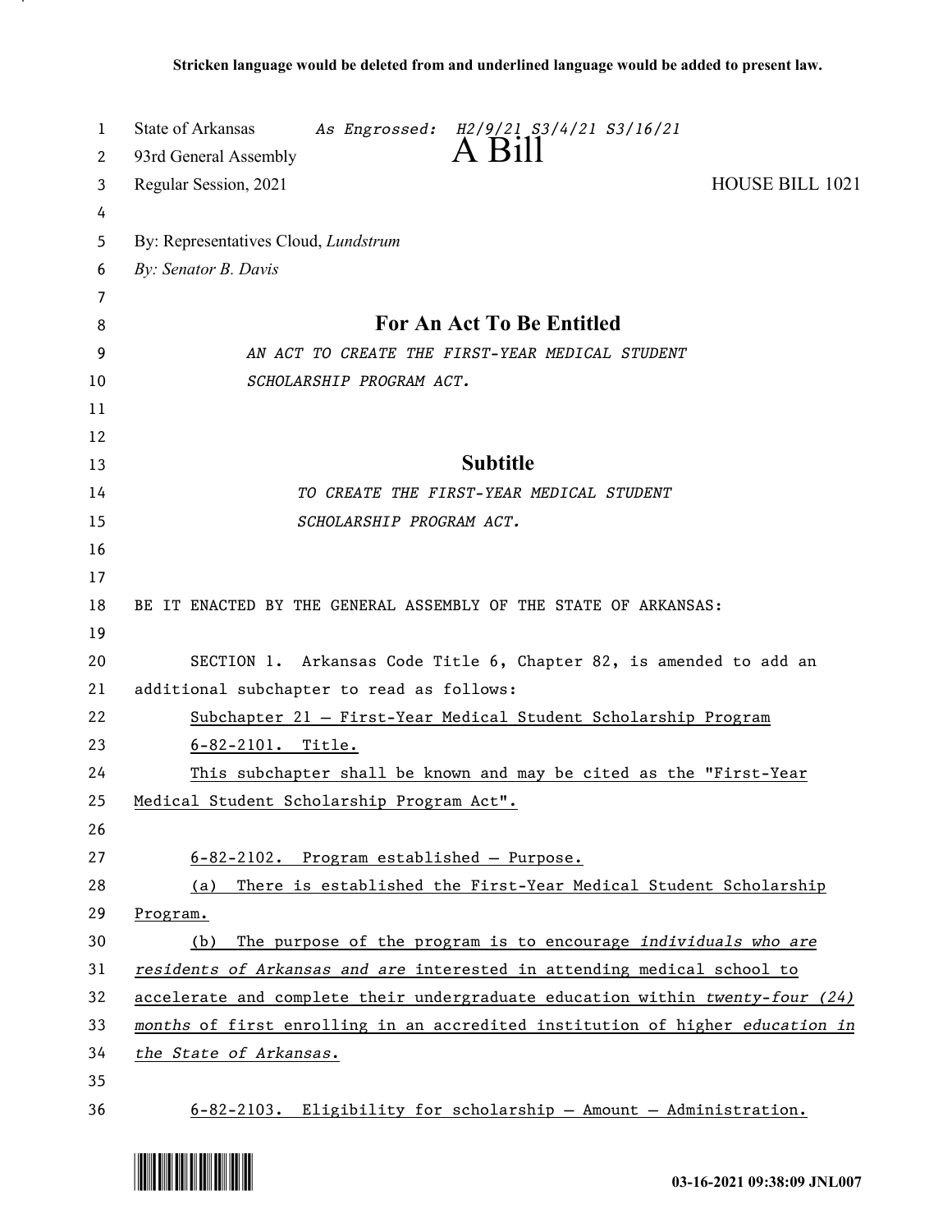**Stricken language would be deleted from and underlined language would be added to present law.**

State of Arkansas *As Engrossed: H2/9/21 S3/4/21 S3/16/21*

93rd General Assembly

# A Bill

Regular Session, 2021 HOUSE BILL 1021

By: Representatives Cloud, *Lundstrum*

*By: Senator B. Davis*

## For An Act To Be Entitled

*AN ACT TO CREATE THE FIRST-YEAR MEDICAL STUDENT SCHOLARSHIP PROGRAM ACT.*

## Subtitle

*TO CREATE THE FIRST-YEAR MEDICAL STUDENT SCHOLARSHIP PROGRAM ACT.*

BE IT ENACTED BY THE GENERAL ASSEMBLY OF THE STATE OF ARKANSAS:

SECTION 1. Arkansas Code Title 6, Chapter 82, is amended to add an additional subchapter to read as follows:

<u>Subchapter 21 — First-Year Medical Student Scholarship Program</u>

<u>6-82-2101. Title.</u>

<u>This subchapter shall be known and may be cited as the "First-Year Medical Student Scholarship Program Act".</u>

<u>6-82-2102. Program established — Purpose.</u>

<u>(a) There is established the First-Year Medical Student Scholarship Program.</u>

<u>(b) The purpose of the program is to encourage *individuals who are residents of Arkansas and are* interested in attending medical school to accelerate and complete their undergraduate education within *twenty-four (24) months* of first enrolling in an accredited institution of higher *education in the State of Arkansas*.</u>

<u>6-82-2103. Eligibility for scholarship — Amount — Administration.</u>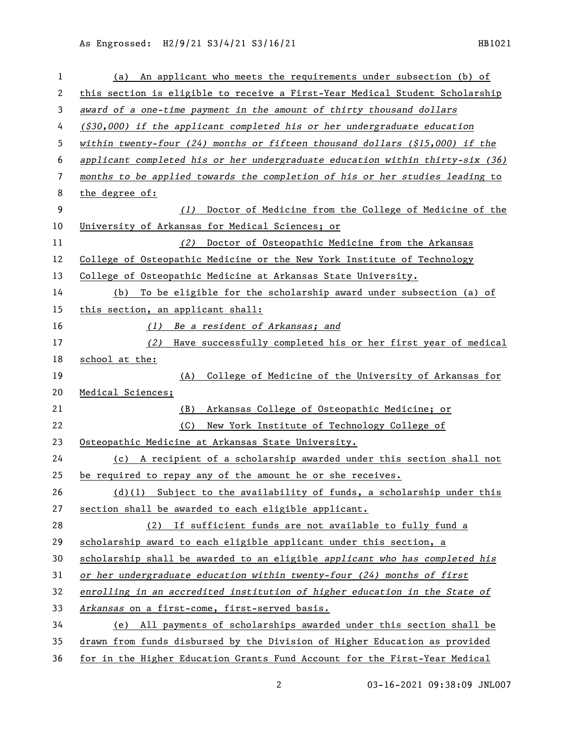(a) An applicant who meets the requirements under subsection (b) of this section is eligible to receive a First-Year Medical Student Scholarship *award of a one-time payment in the amount of thirty thousand dollars ($30,000) if the applicant completed his or her undergraduate education within twenty-four (24) months or fifteen thousand dollars ($15,000) if the applicant completed his or her undergraduate education within thirty-six (36) months to be applied towards the completion of his or her studies leading* to the degree of:

*(1)* Doctor of Medicine from the College of Medicine of the University of Arkansas for Medical Sciences; or

*(2)* Doctor of Osteopathic Medicine from the Arkansas College of Osteopathic Medicine or the New York Institute of Technology College of Osteopathic Medicine at Arkansas State University.

(b) To be eligible for the scholarship award under subsection (a) of this section, an applicant shall:

*(1) Be a resident of Arkansas; and*

*(2)* Have successfully completed his or her first year of medical school at the:

(A) College of Medicine of the University of Arkansas for Medical Sciences;

(B) Arkansas College of Osteopathic Medicine; or

(C) New York Institute of Technology College of Osteopathic Medicine at Arkansas State University.

(c) A recipient of a scholarship awarded under this section shall not be required to repay any of the amount he or she receives.

(d)(1) Subject to the availability of funds, a scholarship under this section shall be awarded to each eligible applicant.

(2) If sufficient funds are not available to fully fund a scholarship award to each eligible applicant under this section, a scholarship shall be awarded to an eligible *applicant who has completed his or her undergraduate education within twenty-four (24) months of first enrolling in an accredited institution of higher education in the State of Arkansas* on a first-come, first-served basis.

(e) All payments of scholarships awarded under this section shall be drawn from funds disbursed by the Division of Higher Education as provided for in the Higher Education Grants Fund Account for the First-Year Medical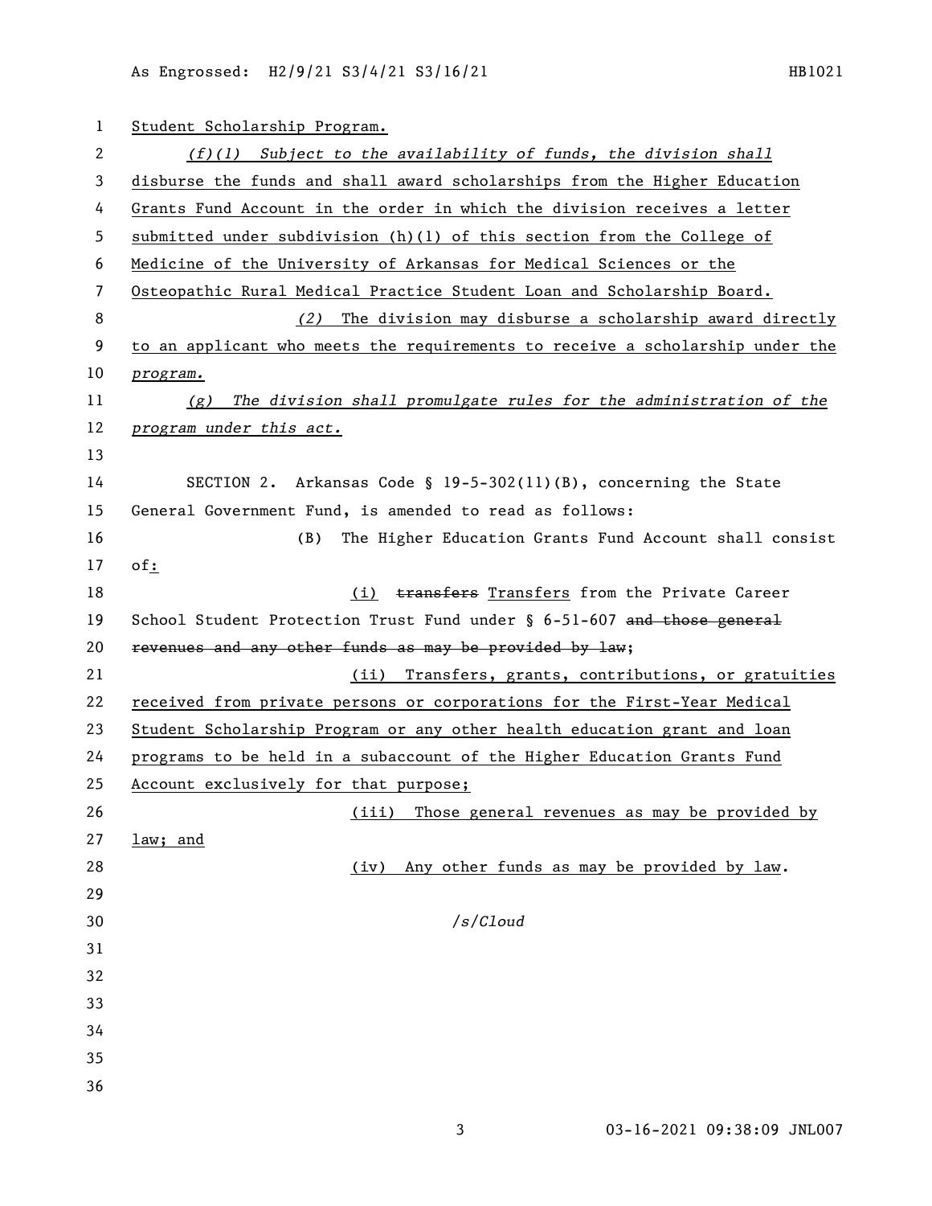Student Scholarship Program.

*(f)(1) Subject to the availability of funds, the division shall* disburse the funds and shall award scholarships from the Higher Education Grants Fund Account in the order in which the division receives a letter submitted under subdivision (h)(1) of this section from the College of Medicine of the University of Arkansas for Medical Sciences or the Osteopathic Rural Medical Practice Student Loan and Scholarship Board.

*(2)* The division may disburse a scholarship award directly to an applicant who meets the requirements to receive a scholarship under the *program.*

*(g) The division shall promulgate rules for the administration of the program under this act.*

SECTION 2. Arkansas Code § 19-5-302(11)(B), concerning the State General Government Fund, is amended to read as follows:

(B) The Higher Education Grants Fund Account shall consist of:

(i) ~~transfers~~ Transfers from the Private Career School Student Protection Trust Fund under § 6-51-607 ~~and those general revenues and any other funds as may be provided by law~~;

(ii) Transfers, grants, contributions, or gratuities received from private persons or corporations for the First-Year Medical Student Scholarship Program or any other health education grant and loan programs to be held in a subaccount of the Higher Education Grants Fund Account exclusively for that purpose;

(iii) Those general revenues as may be provided by law; and

(iv) Any other funds as may be provided by law.

*/s/Cloud*